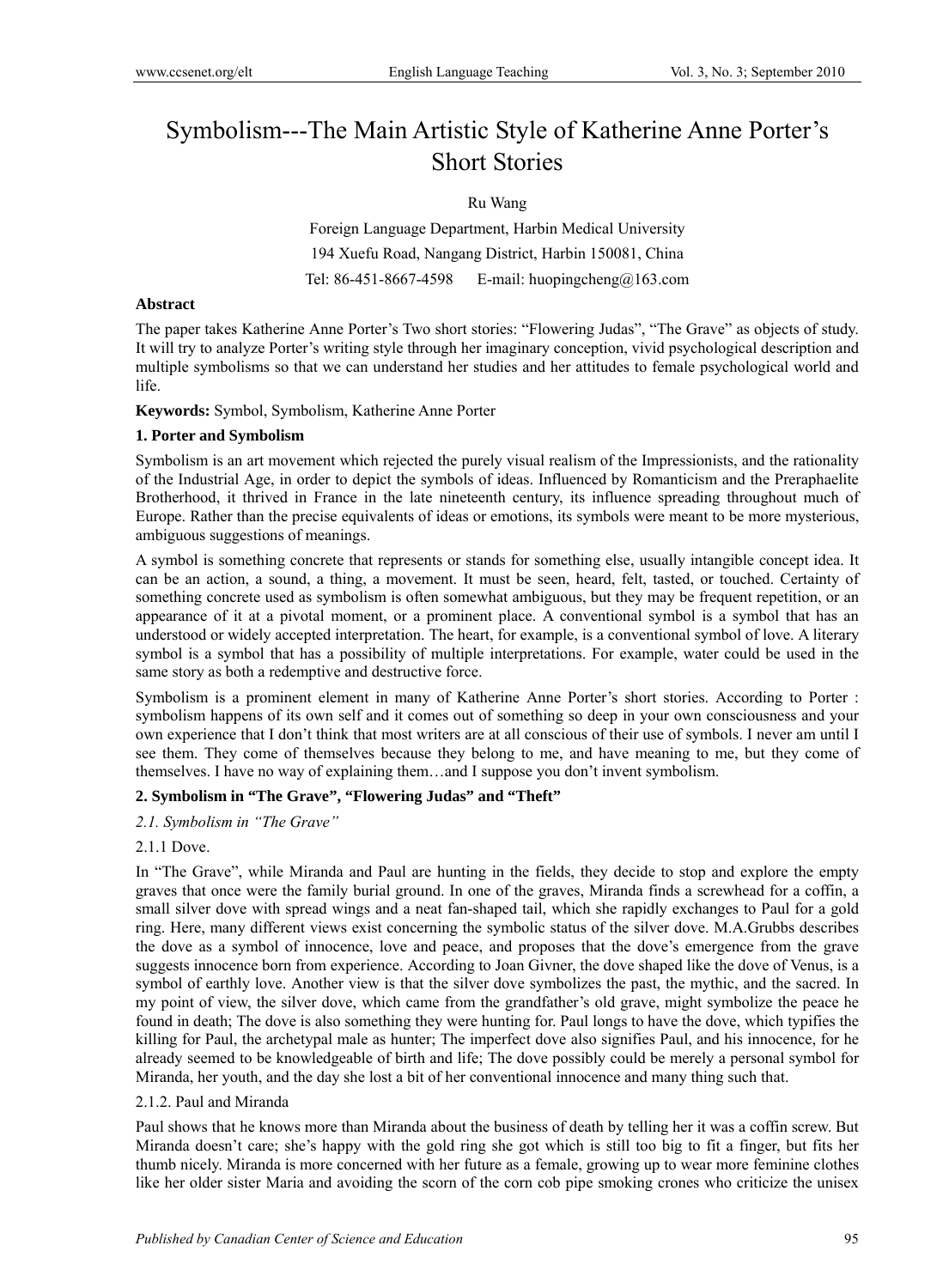# Symbolism---The Main Artistic Style of Katherine Anne Porter's Short Stories

Ru Wang

Foreign Language Department, Harbin Medical University

194 Xuefu Road, Nangang District, Harbin 150081, China

Tel: 86-451-8667-4598 E-mail: huopingcheng@163.com

**Abstract**

The paper takes Katherine Anne Porter's Two short stories: "Flowering Judas", "The Grave" as objects of study. It will try to analyze Porter's writing style through her imaginary conception, vivid psychological description and multiple symbolisms so that we can understand her studies and her attitudes to female psychological world and life.

**Keywords:** Symbol, Symbolism, Katherine Anne Porter

## 1. Porter and Symbolism

Symbolism is an art movement which rejected the purely visual realism of the Impressionists, and the rationality of the Industrial Age, in order to depict the symbols of ideas. Influenced by Romanticism and the Preraphaelite Brotherhood, it thrived in France in the late nineteenth century, its influence spreading throughout much of Europe. Rather than the precise equivalents of ideas or emotions, its symbols were meant to be more mysterious, ambiguous suggestions of meanings.

A symbol is something concrete that represents or stands for something else, usually intangible concept idea. It can be an action, a sound, a thing, a movement. It must be seen, heard, felt, tasted, or touched. Certainty of something concrete used as symbolism is often somewhat ambiguous, but they may be frequent repetition, or an appearance of it at a pivotal moment, or a prominent place. A conventional symbol is a symbol that has an understood or widely accepted interpretation. The heart, for example, is a conventional symbol of love. A literary symbol is a symbol that has a possibility of multiple interpretations. For example, water could be used in the same story as both a redemptive and destructive force.

Symbolism is a prominent element in many of Katherine Anne Porter's short stories. According to Porter : symbolism happens of its own self and it comes out of something so deep in your own consciousness and your own experience that I don't think that most writers are at all conscious of their use of symbols. I never am until I see them. They come of themselves because they belong to me, and have meaning to me, but they come of themselves. I have no way of explaining them…and I suppose you don't invent symbolism.

## 2. Symbolism in "The Grave", "Flowering Judas" and "Theft"

### *2.1. Symbolism in "The Grave"*

#### 2.1.1 Dove.

In "The Grave", while Miranda and Paul are hunting in the fields, they decide to stop and explore the empty graves that once were the family burial ground. In one of the graves, Miranda finds a screwhead for a coffin, a small silver dove with spread wings and a neat fan-shaped tail, which she rapidly exchanges to Paul for a gold ring. Here, many different views exist concerning the symbolic status of the silver dove. M.A.Grubbs describes the dove as a symbol of innocence, love and peace, and proposes that the dove's emergence from the grave suggests innocence born from experience. According to Joan Givner, the dove shaped like the dove of Venus, is a symbol of earthly love. Another view is that the silver dove symbolizes the past, the mythic, and the sacred. In my point of view, the silver dove, which came from the grandfather's old grave, might symbolize the peace he found in death; The dove is also something they were hunting for. Paul longs to have the dove, which typifies the killing for Paul, the archetypal male as hunter; The imperfect dove also signifies Paul, and his innocence, for he already seemed to be knowledgeable of birth and life; The dove possibly could be merely a personal symbol for Miranda, her youth, and the day she lost a bit of her conventional innocence and many thing such that.

#### 2.1.2. Paul and Miranda

Paul shows that he knows more than Miranda about the business of death by telling her it was a coffin screw. But Miranda doesn't care; she's happy with the gold ring she got which is still too big to fit a finger, but fits her thumb nicely. Miranda is more concerned with her future as a female, growing up to wear more feminine clothes like her older sister Maria and avoiding the scorn of the corn cob pipe smoking crones who criticize the unisex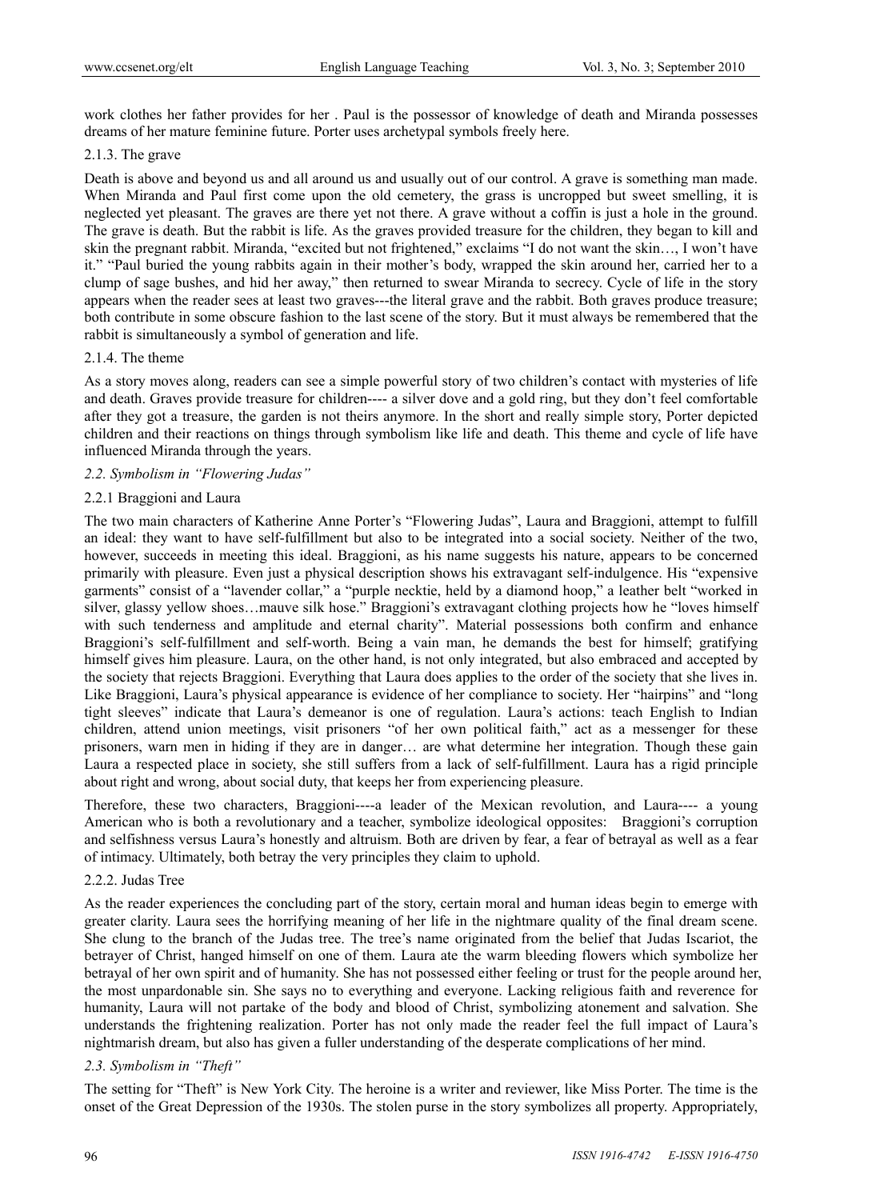work clothes her father provides for her . Paul is the possessor of knowledge of death and Miranda possesses dreams of her mature feminine future. Porter uses archetypal symbols freely here.

#### 2.1.3. The grave

Death is above and beyond us and all around us and usually out of our control. A grave is something man made. When Miranda and Paul first come upon the old cemetery, the grass is uncropped but sweet smelling, it is neglected yet pleasant. The graves are there yet not there. A grave without a coffin is just a hole in the ground. The grave is death. But the rabbit is life. As the graves provided treasure for the children, they began to kill and skin the pregnant rabbit. Miranda, "excited but not frightened," exclaims "I do not want the skin…, I won't have it." "Paul buried the young rabbits again in their mother's body, wrapped the skin around her, carried her to a clump of sage bushes, and hid her away," then returned to swear Miranda to secrecy. Cycle of life in the story appears when the reader sees at least two graves---the literal grave and the rabbit. Both graves produce treasure; both contribute in some obscure fashion to the last scene of the story. But it must always be remembered that the rabbit is simultaneously a symbol of generation and life.

#### 2.1.4. The theme

As a story moves along, readers can see a simple powerful story of two children's contact with mysteries of life and death. Graves provide treasure for children---- a silver dove and a gold ring, but they don't feel comfortable after they got a treasure, the garden is not theirs anymore. In the short and really simple story, Porter depicted children and their reactions on things through symbolism like life and death. This theme and cycle of life have influenced Miranda through the years.

### *2.2. Symbolism in "Flowering Judas"*

#### 2.2.1 Braggioni and Laura

The two main characters of Katherine Anne Porter's "Flowering Judas", Laura and Braggioni, attempt to fulfill an ideal: they want to have self-fulfillment but also to be integrated into a social society. Neither of the two, however, succeeds in meeting this ideal. Braggioni, as his name suggests his nature, appears to be concerned primarily with pleasure. Even just a physical description shows his extravagant self-indulgence. His "expensive garments" consist of a "lavender collar," a "purple necktie, held by a diamond hoop," a leather belt "worked in silver, glassy yellow shoes…mauve silk hose." Braggioni's extravagant clothing projects how he "loves himself with such tenderness and amplitude and eternal charity". Material possessions both confirm and enhance Braggioni's self-fulfillment and self-worth. Being a vain man, he demands the best for himself; gratifying himself gives him pleasure. Laura, on the other hand, is not only integrated, but also embraced and accepted by the society that rejects Braggioni. Everything that Laura does applies to the order of the society that she lives in. Like Braggioni, Laura's physical appearance is evidence of her compliance to society. Her "hairpins" and "long tight sleeves" indicate that Laura's demeanor is one of regulation. Laura's actions: teach English to Indian children, attend union meetings, visit prisoners "of her own political faith," act as a messenger for these prisoners, warn men in hiding if they are in danger… are what determine her integration. Though these gain Laura a respected place in society, she still suffers from a lack of self-fulfillment. Laura has a rigid principle about right and wrong, about social duty, that keeps her from experiencing pleasure.

Therefore, these two characters, Braggioni----a leader of the Mexican revolution, and Laura---- a young American who is both a revolutionary and a teacher, symbolize ideological opposites: Braggioni's corruption and selfishness versus Laura's honestly and altruism. Both are driven by fear, a fear of betrayal as well as a fear of intimacy. Ultimately, both betray the very principles they claim to uphold.

#### 2.2.2. Judas Tree

As the reader experiences the concluding part of the story, certain moral and human ideas begin to emerge with greater clarity. Laura sees the horrifying meaning of her life in the nightmare quality of the final dream scene. She clung to the branch of the Judas tree. The tree's name originated from the belief that Judas Iscariot, the betrayer of Christ, hanged himself on one of them. Laura ate the warm bleeding flowers which symbolize her betrayal of her own spirit and of humanity. She has not possessed either feeling or trust for the people around her, the most unpardonable sin. She says no to everything and everyone. Lacking religious faith and reverence for humanity, Laura will not partake of the body and blood of Christ, symbolizing atonement and salvation. She understands the frightening realization. Porter has not only made the reader feel the full impact of Laura's nightmarish dream, but also has given a fuller understanding of the desperate complications of her mind.

### *2.3. Symbolism in "Theft"*

The setting for "Theft" is New York City. The heroine is a writer and reviewer, like Miss Porter. The time is the onset of the Great Depression of the 1930s. The stolen purse in the story symbolizes all property. Appropriately,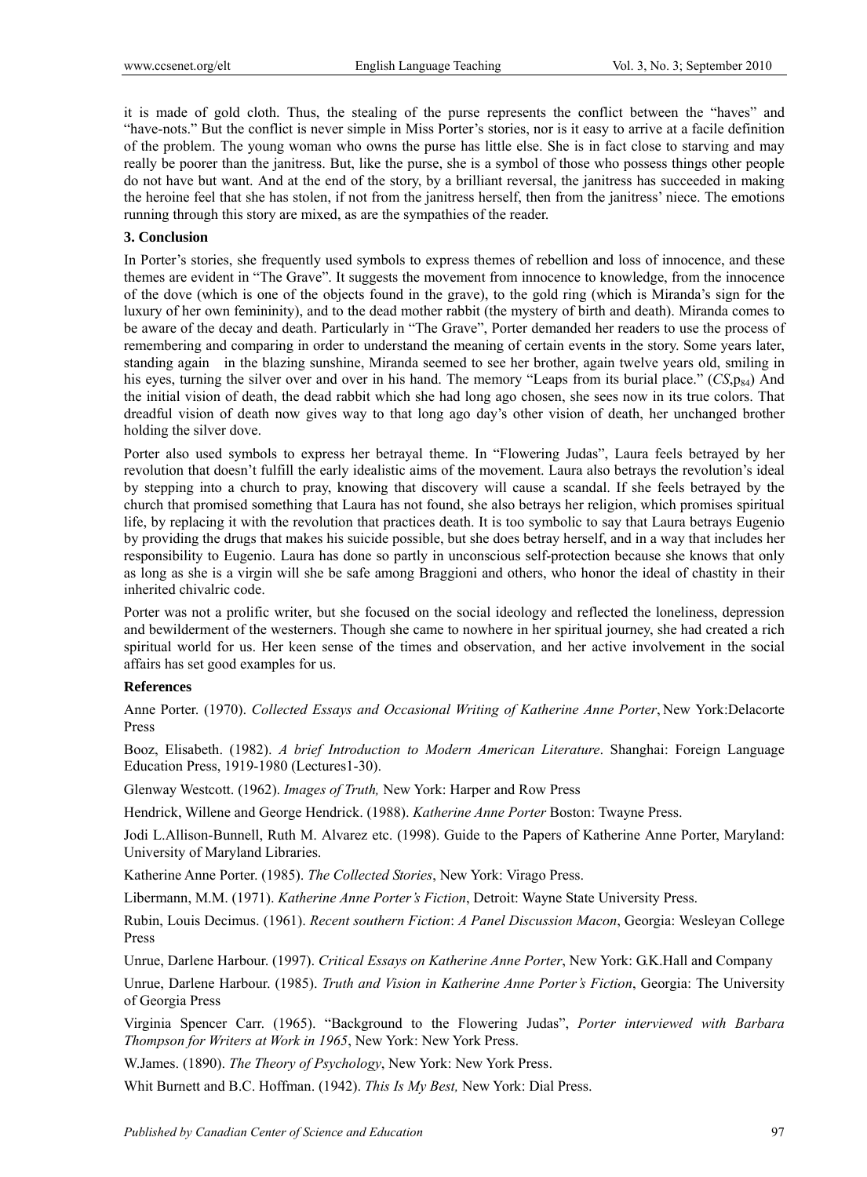it is made of gold cloth. Thus, the stealing of the purse represents the conflict between the "haves" and "have-nots." But the conflict is never simple in Miss Porter's stories, nor is it easy to arrive at a facile definition of the problem. The young woman who owns the purse has little else. She is in fact close to starving and may really be poorer than the janitress. But, like the purse, she is a symbol of those who possess things other people do not have but want. And at the end of the story, by a brilliant reversal, the janitress has succeeded in making the heroine feel that she has stolen, if not from the janitress herself, then from the janitress' niece. The emotions running through this story are mixed, as are the sympathies of the reader.

**3. Conclusion**

In Porter's stories, she frequently used symbols to express themes of rebellion and loss of innocence, and these themes are evident in "The Grave". It suggests the movement from innocence to knowledge, from the innocence of the dove (which is one of the objects found in the grave), to the gold ring (which is Miranda's sign for the luxury of her own femininity), and to the dead mother rabbit (the mystery of birth and death). Miranda comes to be aware of the decay and death. Particularly in "The Grave", Porter demanded her readers to use the process of remembering and comparing in order to understand the meaning of certain events in the story. Some years later, standing again in the blazing sunshine, Miranda seemed to see her brother, again twelve years old, smiling in his eyes, turning the silver over and over in his hand. The memory "Leaps from its burial place." (*CS*,$p_{84}$) And the initial vision of death, the dead rabbit which she had long ago chosen, she sees now in its true colors. That dreadful vision of death now gives way to that long ago day's other vision of death, her unchanged brother holding the silver dove.

Porter also used symbols to express her betrayal theme. In "Flowering Judas", Laura feels betrayed by her revolution that doesn't fulfill the early idealistic aims of the movement. Laura also betrays the revolution's ideal by stepping into a church to pray, knowing that discovery will cause a scandal. If she feels betrayed by the church that promised something that Laura has not found, she also betrays her religion, which promises spiritual life, by replacing it with the revolution that practices death. It is too symbolic to say that Laura betrays Eugenio by providing the drugs that makes his suicide possible, but she does betray herself, and in a way that includes her responsibility to Eugenio. Laura has done so partly in unconscious self-protection because she knows that only as long as she is a virgin will she be safe among Braggioni and others, who honor the ideal of chastity in their inherited chivalric code.

Porter was not a prolific writer, but she focused on the social ideology and reflected the loneliness, depression and bewilderment of the westerners. Though she came to nowhere in her spiritual journey, she had created a rich spiritual world for us. Her keen sense of the times and observation, and her active involvement in the social affairs has set good examples for us.

**References**

Anne Porter. (1970). *Collected Essays and Occasional Writing of Katherine Anne Porter*, New York:Delacorte Press

Booz, Elisabeth. (1982). *A brief Introduction to Modern American Literature*. Shanghai: Foreign Language Education Press, 1919-1980 (Lectures1-30).

Glenway Westcott. (1962). *Images of Truth,* New York: Harper and Row Press

Hendrick, Willene and George Hendrick. (1988). *Katherine Anne Porter* Boston: Twayne Press.

Jodi L.Allison-Bunnell, Ruth M. Alvarez etc. (1998). Guide to the Papers of Katherine Anne Porter, Maryland: University of Maryland Libraries.

Katherine Anne Porter. (1985). *The Collected Stories*, New York: Virago Press.

Libermann, M.M. (1971). *Katherine Anne Porter's Fiction*, Detroit: Wayne State University Press.

Rubin, Louis Decimus. (1961). *Recent southern Fiction*: *A Panel Discussion Macon*, Georgia: Wesleyan College Press

Unrue, Darlene Harbour. (1997). *Critical Essays on Katherine Anne Porter*, New York: G.K.Hall and Company

Unrue, Darlene Harbour. (1985). *Truth and Vision in Katherine Anne Porter's Fiction*, Georgia: The University of Georgia Press

Virginia Spencer Carr. (1965). "Background to the Flowering Judas", *Porter interviewed with Barbara Thompson for Writers at Work in 1965*, New York: New York Press.

W.James. (1890). *The Theory of Psychology*, New York: New York Press.

Whit Burnett and B.C. Hoffman. (1942). *This Is My Best,* New York: Dial Press.